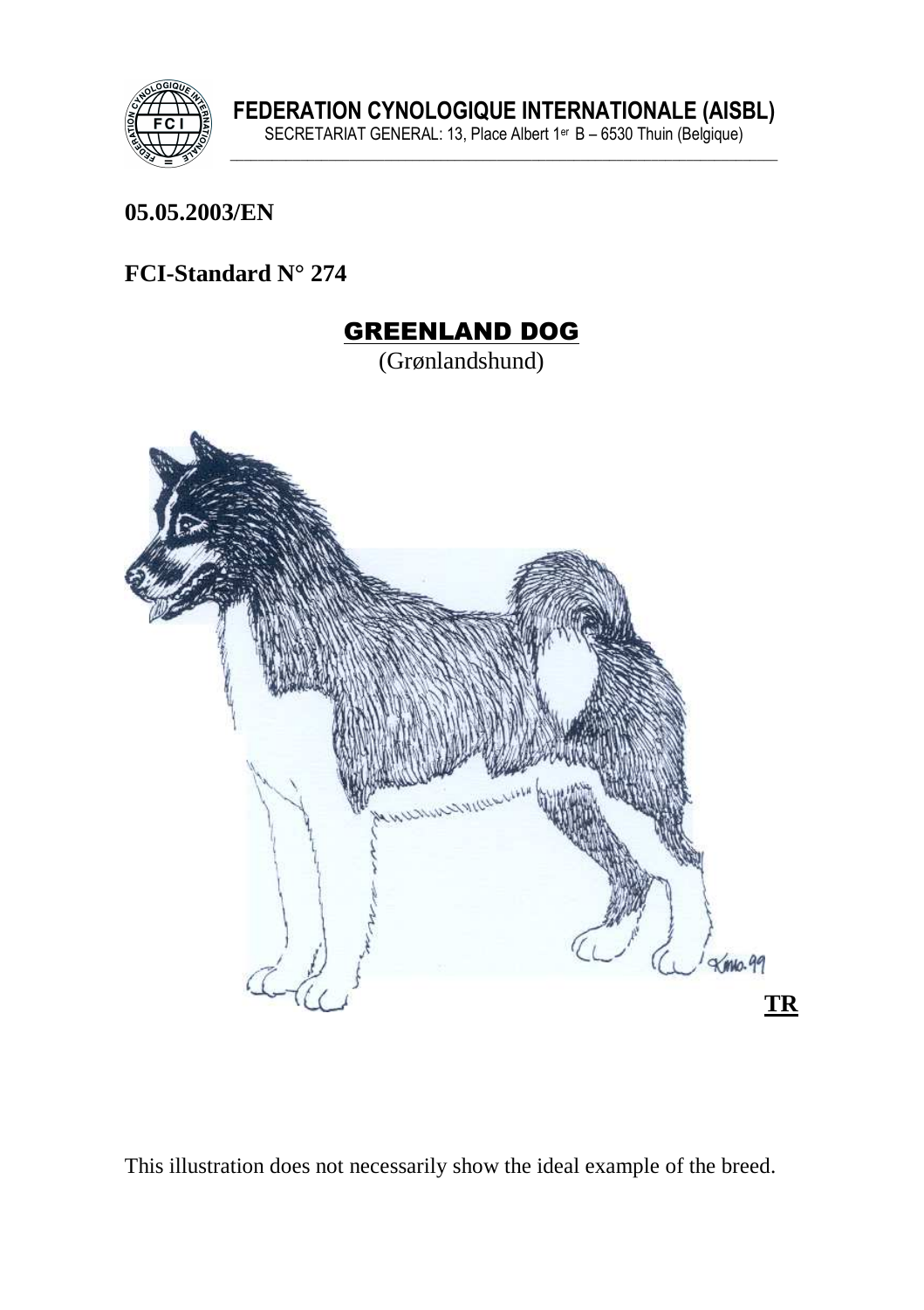**FEDERATION CYNOLOGIQUE INTERNATIONALE (AISBL)**
SECRETARIAT GENERAL: 13, Place Albert 1er B – 6530 Thuin (Belgique)

**05.05.2003/EN**

**FCI-Standard N° 274**

# GREENLAND DOG

(Grønlandshund)

**TR**

This illustration does not necessarily show the ideal example of the breed.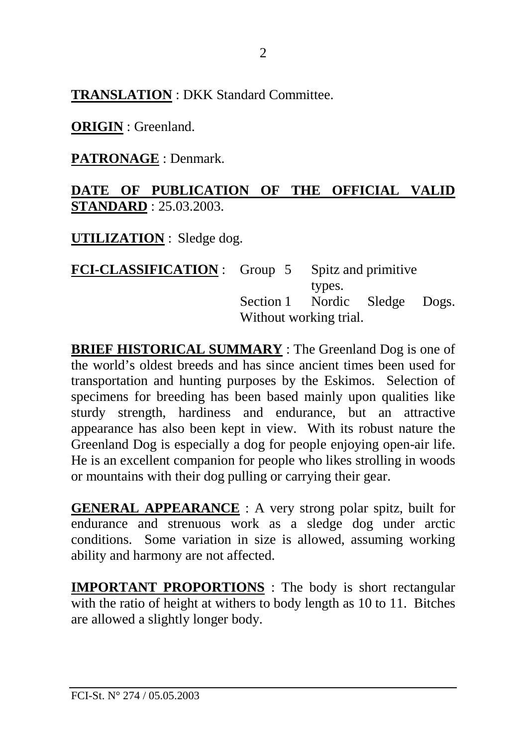**TRANSLATION** : DKK Standard Committee.

**ORIGIN** : Greenland.

**PATRONAGE** : Denmark.

**DATE OF PUBLICATION OF THE OFFICIAL VALID STANDARD** : 25.03.2003.

**UTILIZATION** : Sledge dog.

**FCI-CLASSIFICATION** : Group 5 Spitz and primitive types.
Section 1 Nordic Sledge Dogs.
Without working trial.

**BRIEF HISTORICAL SUMMARY** : The Greenland Dog is one of the world's oldest breeds and has since ancient times been used for transportation and hunting purposes by the Eskimos. Selection of specimens for breeding has been based mainly upon qualities like sturdy strength, hardiness and endurance, but an attractive appearance has also been kept in view. With its robust nature the Greenland Dog is especially a dog for people enjoying open-air life. He is an excellent companion for people who likes strolling in woods or mountains with their dog pulling or carrying their gear.

**GENERAL APPEARANCE** : A very strong polar spitz, built for endurance and strenuous work as a sledge dog under arctic conditions. Some variation in size is allowed, assuming working ability and harmony are not affected.

**IMPORTANT PROPORTIONS** : The body is short rectangular with the ratio of height at withers to body length as 10 to 11. Bitches are allowed a slightly longer body.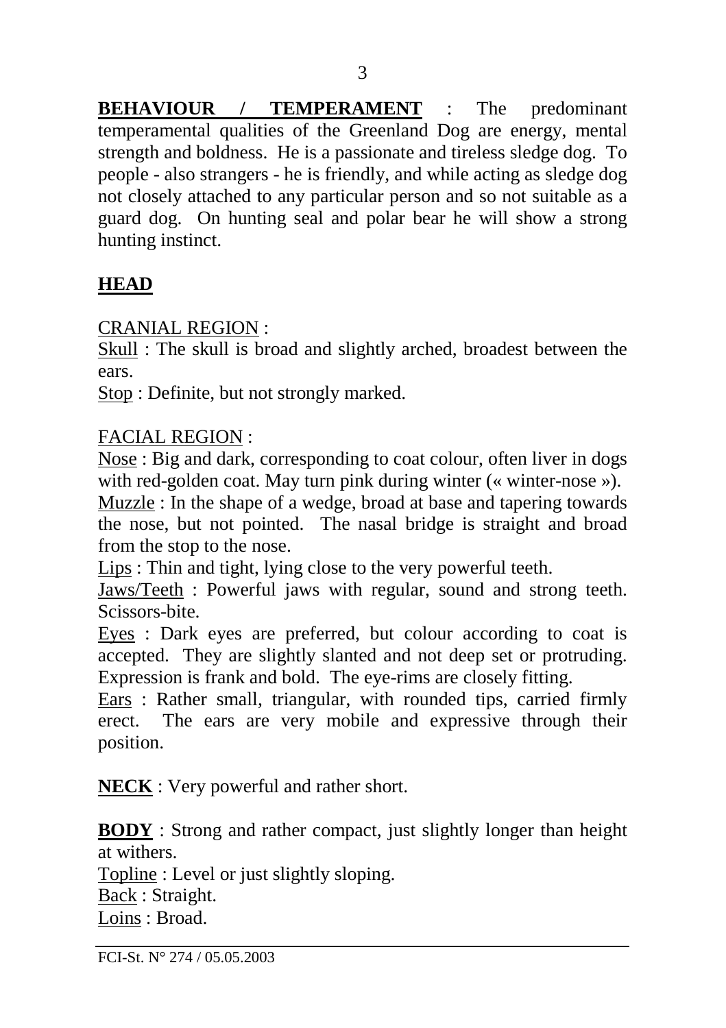**BEHAVIOUR / TEMPERAMENT** : The predominant temperamental qualities of the Greenland Dog are energy, mental strength and boldness. He is a passionate and tireless sledge dog. To people - also strangers - he is friendly, and while acting as sledge dog not closely attached to any particular person and so not suitable as a guard dog. On hunting seal and polar bear he will show a strong hunting instinct.

## HEAD

CRANIAL REGION :

Skull : The skull is broad and slightly arched, broadest between the ears.

Stop : Definite, but not strongly marked.

FACIAL REGION :

Nose : Big and dark, corresponding to coat colour, often liver in dogs with red-golden coat. May turn pink during winter (« winter-nose »).

Muzzle : In the shape of a wedge, broad at base and tapering towards the nose, but not pointed. The nasal bridge is straight and broad from the stop to the nose.

Lips : Thin and tight, lying close to the very powerful teeth.

Jaws/Teeth : Powerful jaws with regular, sound and strong teeth. Scissors-bite.

Eyes : Dark eyes are preferred, but colour according to coat is accepted. They are slightly slanted and not deep set or protruding. Expression is frank and bold. The eye-rims are closely fitting.

Ears : Rather small, triangular, with rounded tips, carried firmly erect. The ears are very mobile and expressive through their position.

**NECK** : Very powerful and rather short.

**BODY** : Strong and rather compact, just slightly longer than height at withers.

Topline : Level or just slightly sloping.

Back : Straight.

Loins : Broad.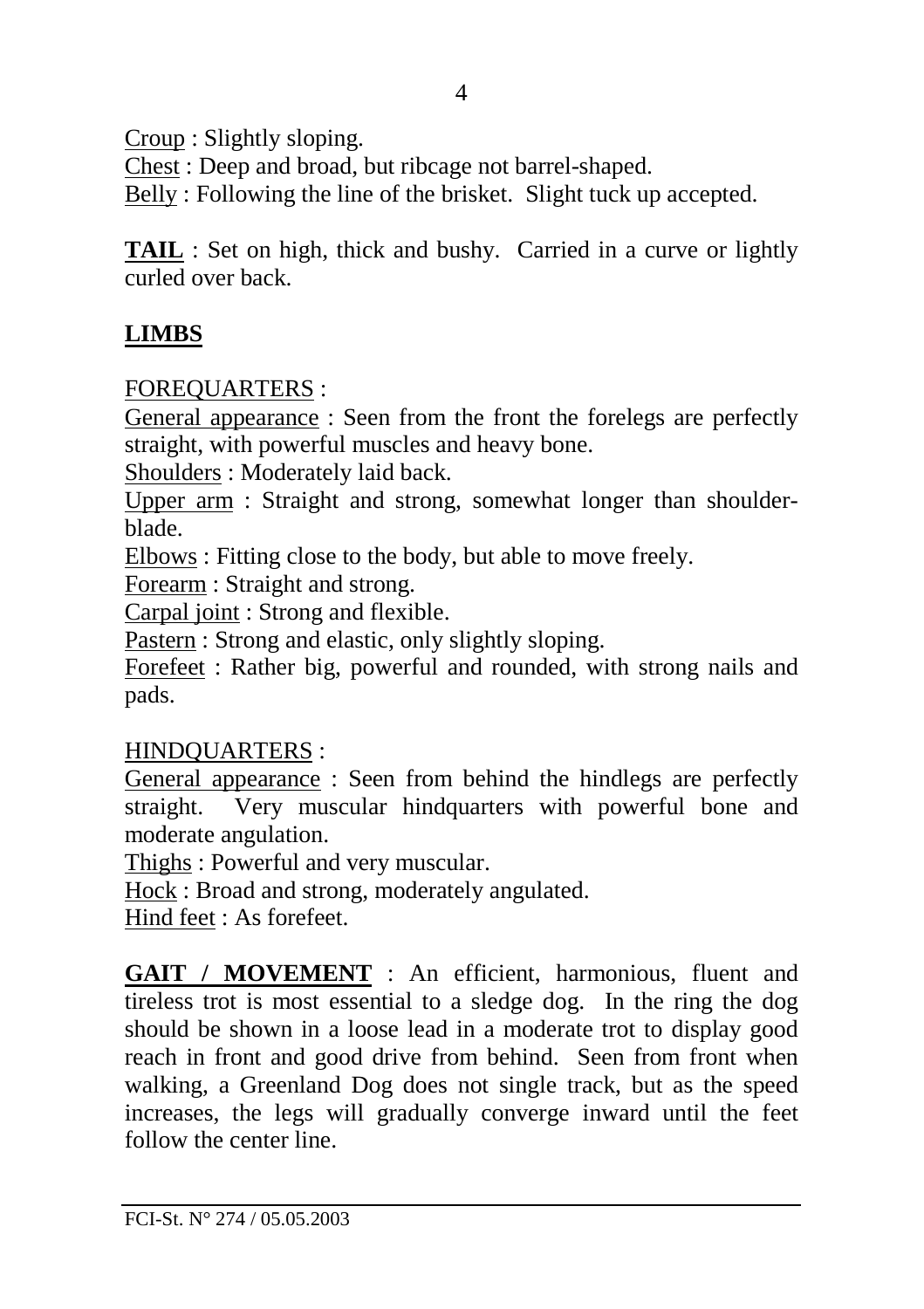Croup : Slightly sloping.
Chest : Deep and broad, but ribcage not barrel-shaped.
Belly : Following the line of the brisket. Slight tuck up accepted.

**TAIL** : Set on high, thick and bushy. Carried in a curve or lightly curled over back.

## LIMBS

FOREQUARTERS :
General appearance : Seen from the front the forelegs are perfectly straight, with powerful muscles and heavy bone.
Shoulders : Moderately laid back.
Upper arm : Straight and strong, somewhat longer than shoulder-blade.
Elbows : Fitting close to the body, but able to move freely.
Forearm : Straight and strong.
Carpal joint : Strong and flexible.
Pastern : Strong and elastic, only slightly sloping.
Forefeet : Rather big, powerful and rounded, with strong nails and pads.

HINDQUARTERS :
General appearance : Seen from behind the hindlegs are perfectly straight. Very muscular hindquarters with powerful bone and moderate angulation.
Thighs : Powerful and very muscular.
Hock : Broad and strong, moderately angulated.
Hind feet : As forefeet.

**GAIT / MOVEMENT** : An efficient, harmonious, fluent and tireless trot is most essential to a sledge dog. In the ring the dog should be shown in a loose lead in a moderate trot to display good reach in front and good drive from behind. Seen from front when walking, a Greenland Dog does not single track, but as the speed increases, the legs will gradually converge inward until the feet follow the center line.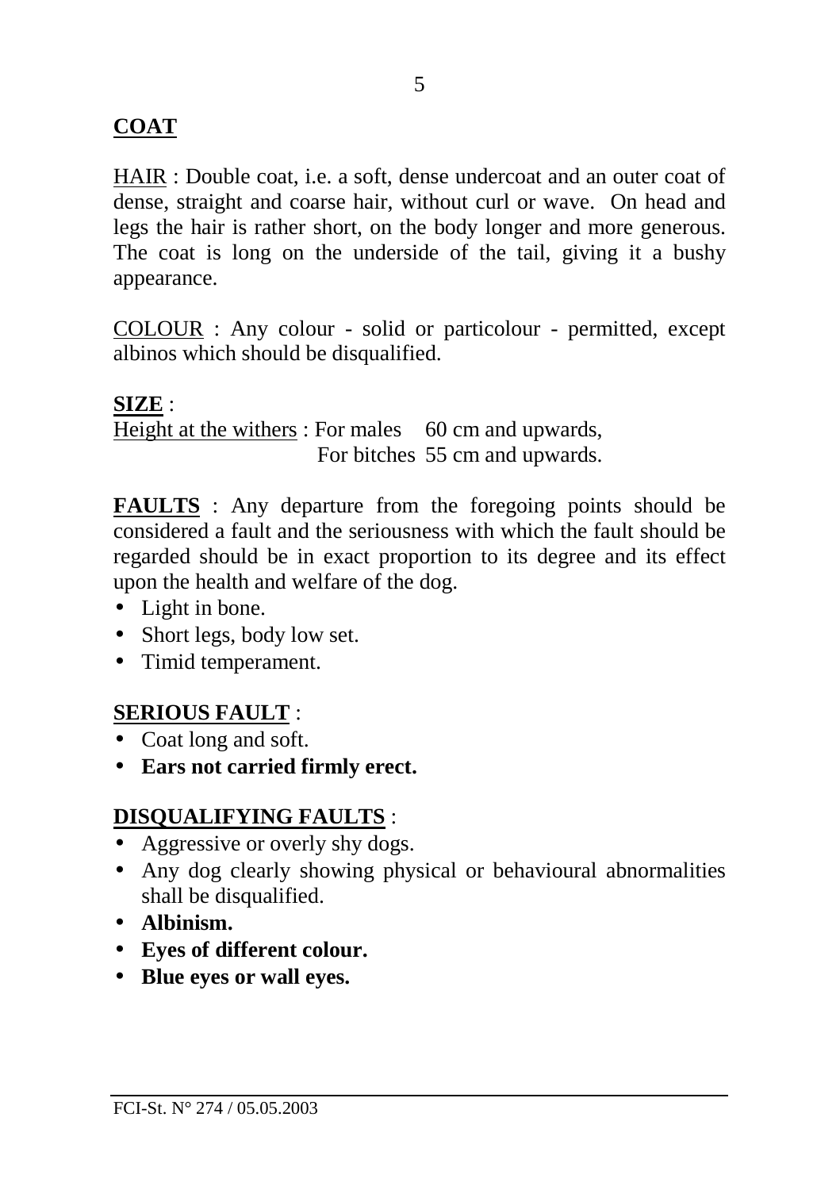**COAT**

HAIR : Double coat, i.e. a soft, dense undercoat and an outer coat of dense, straight and coarse hair, without curl or wave. On head and legs the hair is rather short, on the body longer and more generous. The coat is long on the underside of the tail, giving it a bushy appearance.

COLOUR : Any colour - solid or particolour - permitted, except albinos which should be disqualified.

**SIZE** :

Height at the withers : For males 60 cm and upwards,
For bitches 55 cm and upwards.

**FAULTS** : Any departure from the foregoing points should be considered a fault and the seriousness with which the fault should be regarded should be in exact proportion to its degree and its effect upon the health and welfare of the dog.

- Light in bone.
- Short legs, body low set.
- Timid temperament.

**SERIOUS FAULT** :

- Coat long and soft.
- **Ears not carried firmly erect.**

**DISQUALIFYING FAULTS** :

- Aggressive or overly shy dogs.
- Any dog clearly showing physical or behavioural abnormalities shall be disqualified.
- **Albinism.**
- **Eyes of different colour.**
- **Blue eyes or wall eyes.**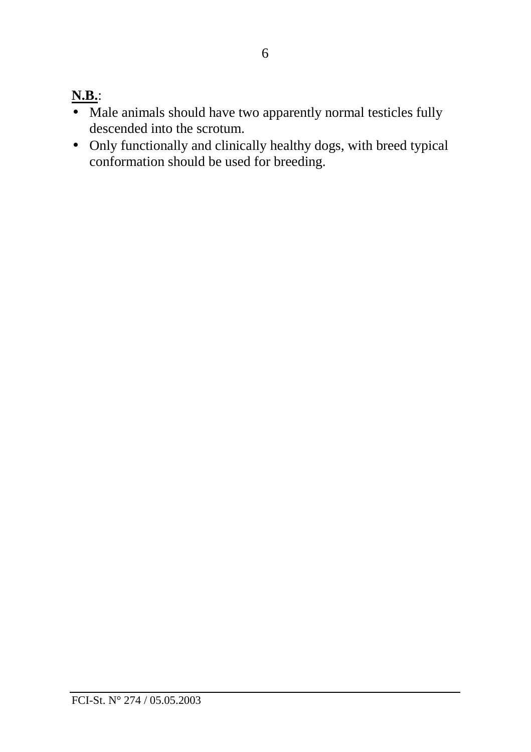**N.B.**:

- Male animals should have two apparently normal testicles fully descended into the scrotum.
- Only functionally and clinically healthy dogs, with breed typical conformation should be used for breeding.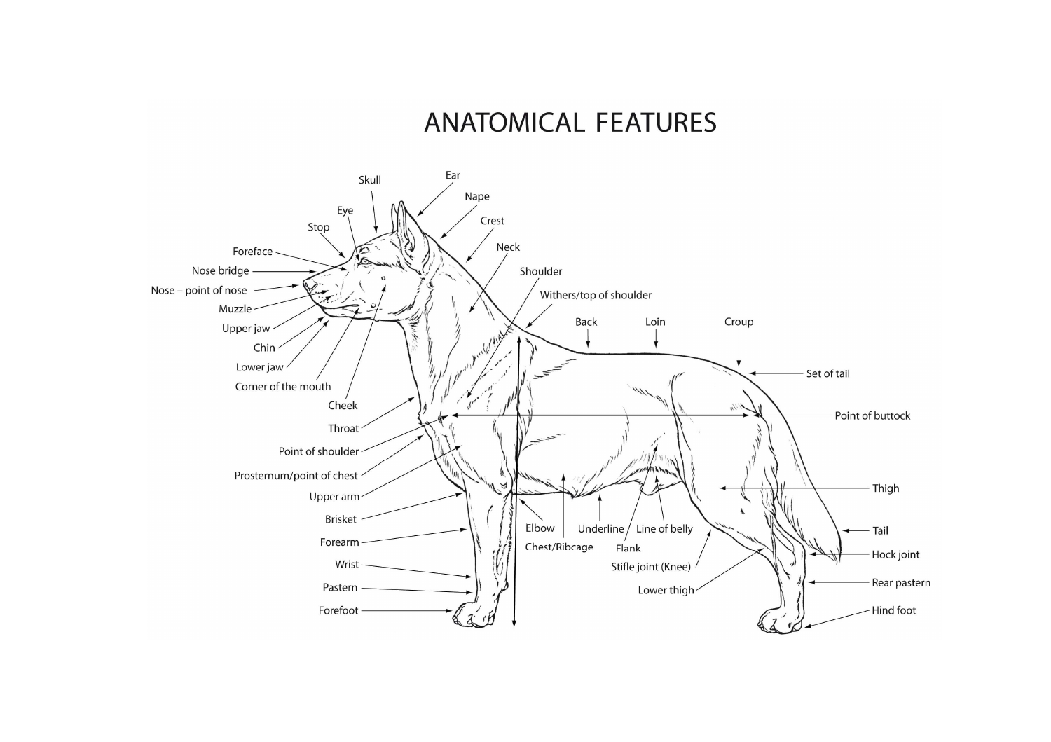# ANATOMICAL FEATURES

Skull
Ear
Nape
Eye
Stop
Crest
Neck
Foreface
Nose bridge
Nose – point of nose
Muzzle
Upper jaw
Chin
Lower jaw
Corner of the mouth
Cheek
Throat
Point of shoulder
Prosternum/point of chest
Upper arm
Brisket
Forearm
Wrist
Pastern
Forefoot
Shoulder
Withers/top of shoulder
Back
Loin
Croup
Set of tail
Point of buttock
Thigh
Tail
Hock joint
Rear pastern
Hind foot
Elbow
Chest/Ribcage
Underline
Line of belly
Flank
Stifle joint (Knee)
Lower thigh